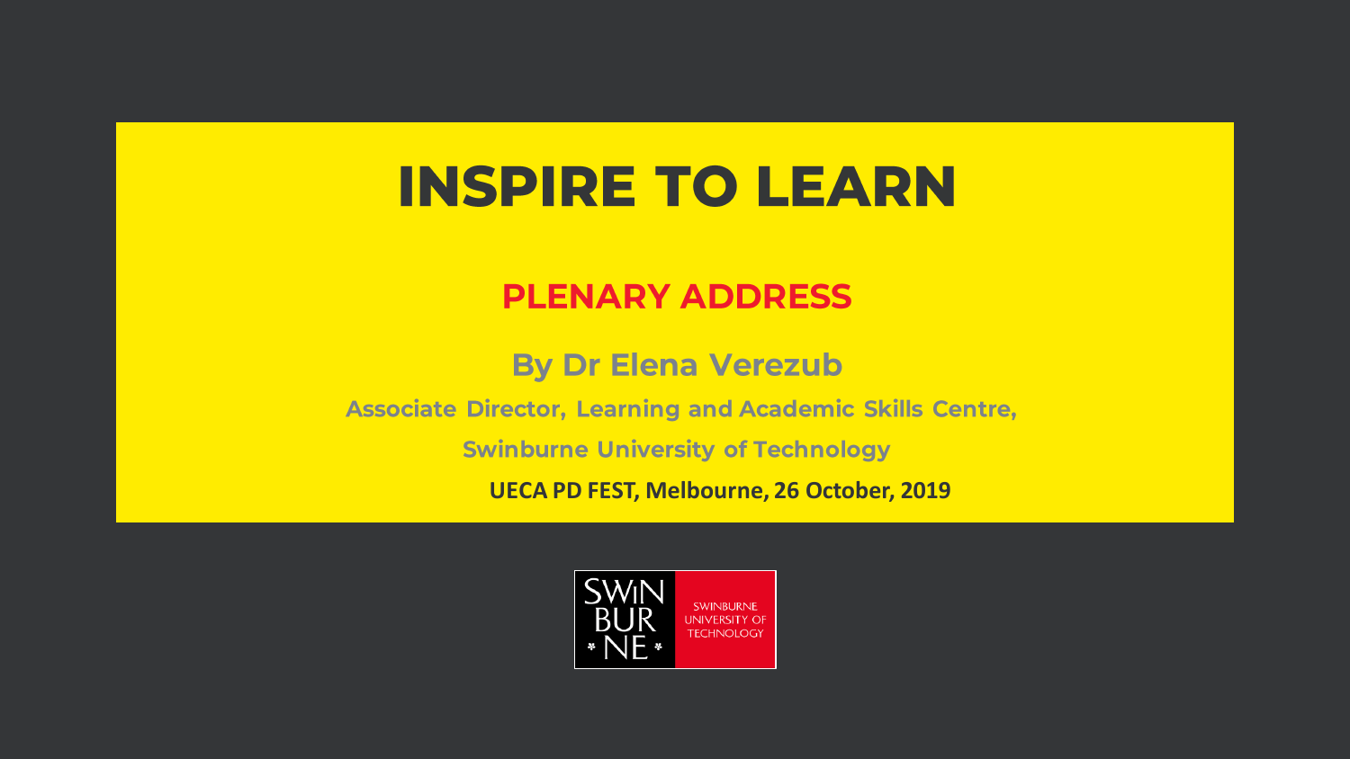# INSPIRE TO LEARN

## PLENARY ADDRESS

### By Dr Elena Verezub

**Associate Director, Learning and Academic Skills Centre,**

**Swinburne University of Technology**

**UECA PD FEST, Melbourne, 26 October, 2019**

SWIN BUR NE

SWINBURNE UNIVERSITY OF TECHNOLOGY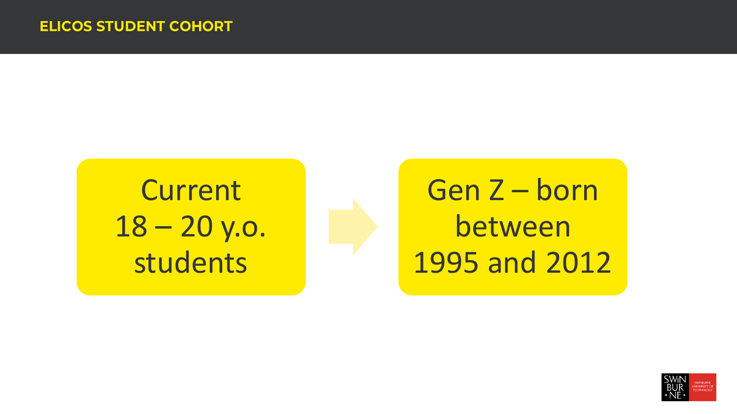# ELICOS STUDENT COHORT

Current 18 – 20 y.o. students

Gen Z – born between 1995 and 2012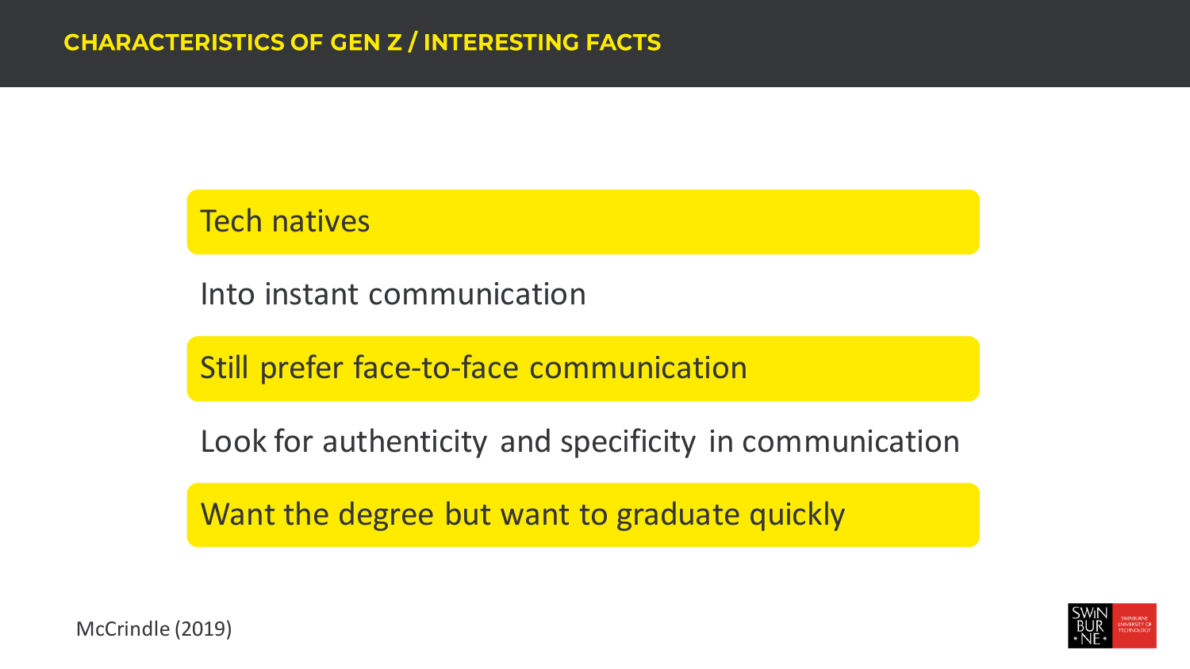# CHARACTERISTICS OF GEN Z / INTERESTING FACTS

- Tech natives
- Into instant communication
- Still prefer face-to-face communication
- Look for authenticity and specificity in communication
- Want the degree but want to graduate quickly

McCrindle (2019)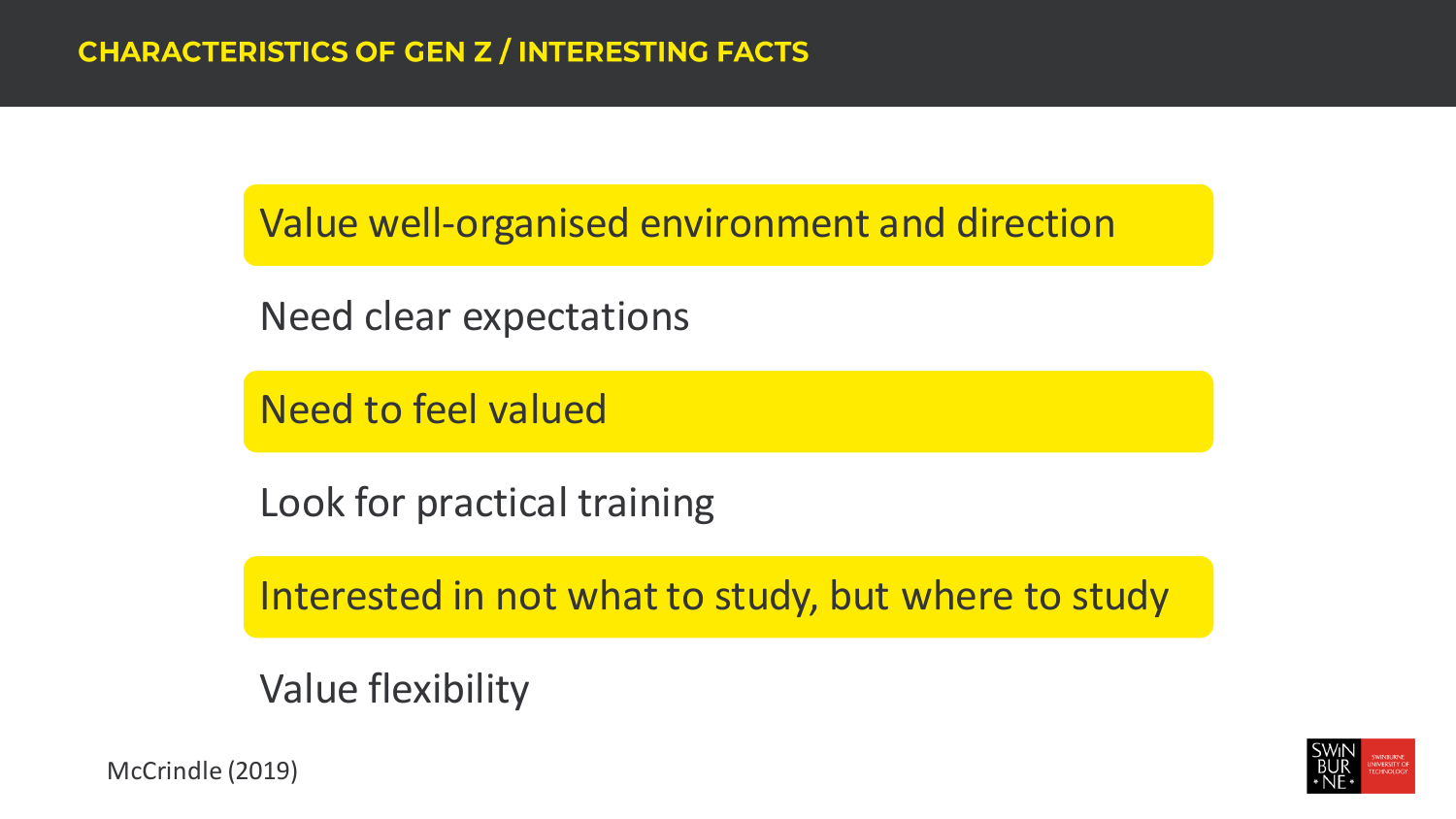## CHARACTERISTICS OF GEN Z / INTERESTING FACTS

- Value well-organised environment and direction
- Need clear expectations
- Need to feel valued
- Look for practical training
- Interested in not what to study, but where to study
- Value flexibility

McCrindle (2019)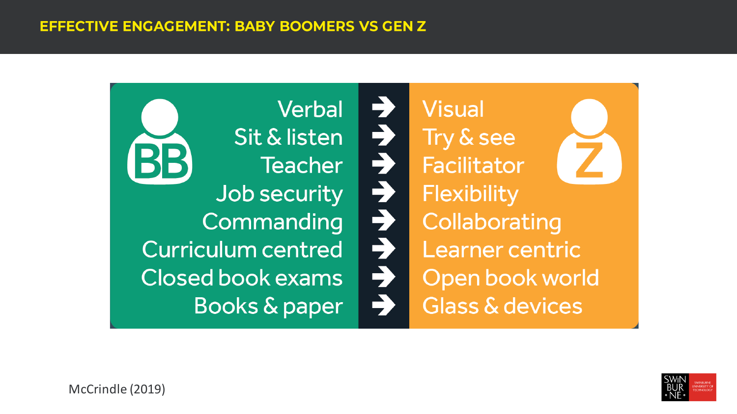# EFFECTIVE ENGAGEMENT: BABY BOOMERS VS GEN Z

| BB | | Z |
|---|---|---|
| Verbal | → | Visual |
| Sit & listen | → | Try & see |
| Teacher | → | Facilitator |
| Job security | → | Flexibility |
| Commanding | → | Collaborating |
| Curriculum centred | → | Learner centric |
| Closed book exams | → | Open book world |
| Books & paper | → | Glass & devices |

McCrindle (2019)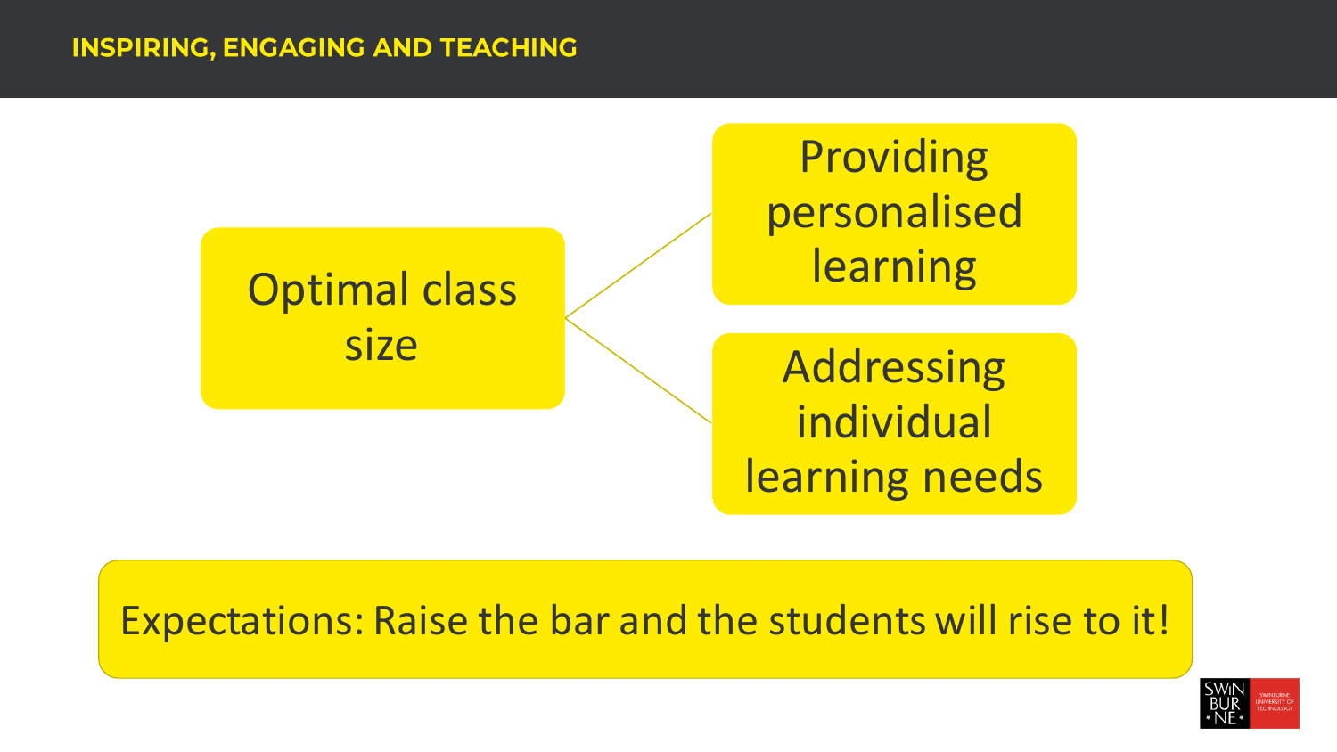## INSPIRING, ENGAGING AND TEACHING

Optimal class size

- Providing personalised learning
- Addressing individual learning needs

Expectations: Raise the bar and the students will rise to it!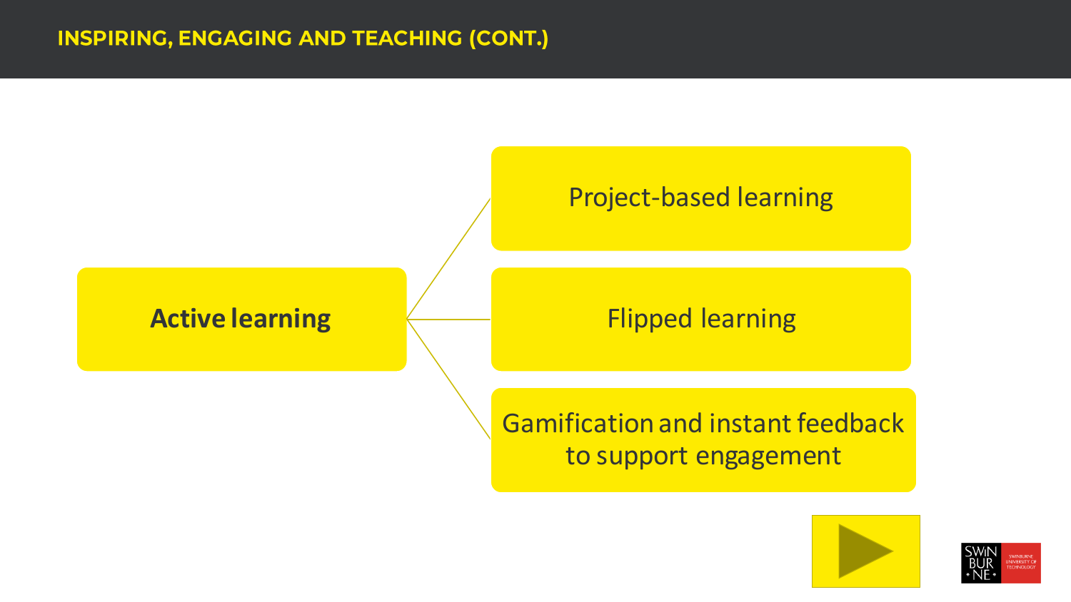# INSPIRING, ENGAGING AND TEACHING (CONT.)

**Active learning**

- Project-based learning
- Flipped learning
- Gamification and instant feedback to support engagement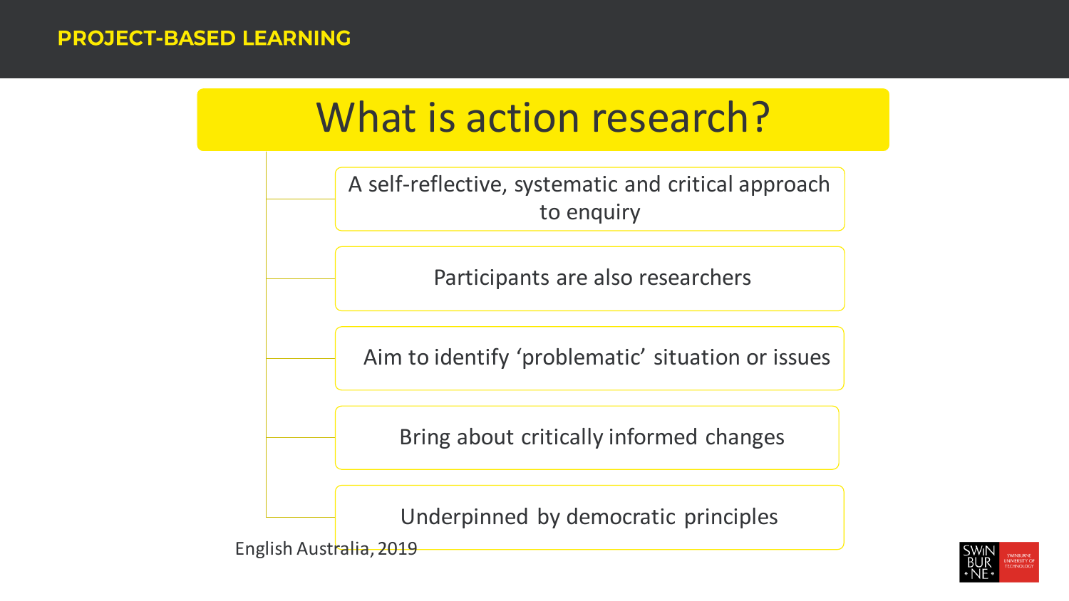# What is action research?

- A self-reflective, systematic and critical approach to enquiry
- Participants are also researchers
- Aim to identify 'problematic' situation or issues
- Bring about critically informed changes
- Underpinned by democratic principles

English Australia, 2019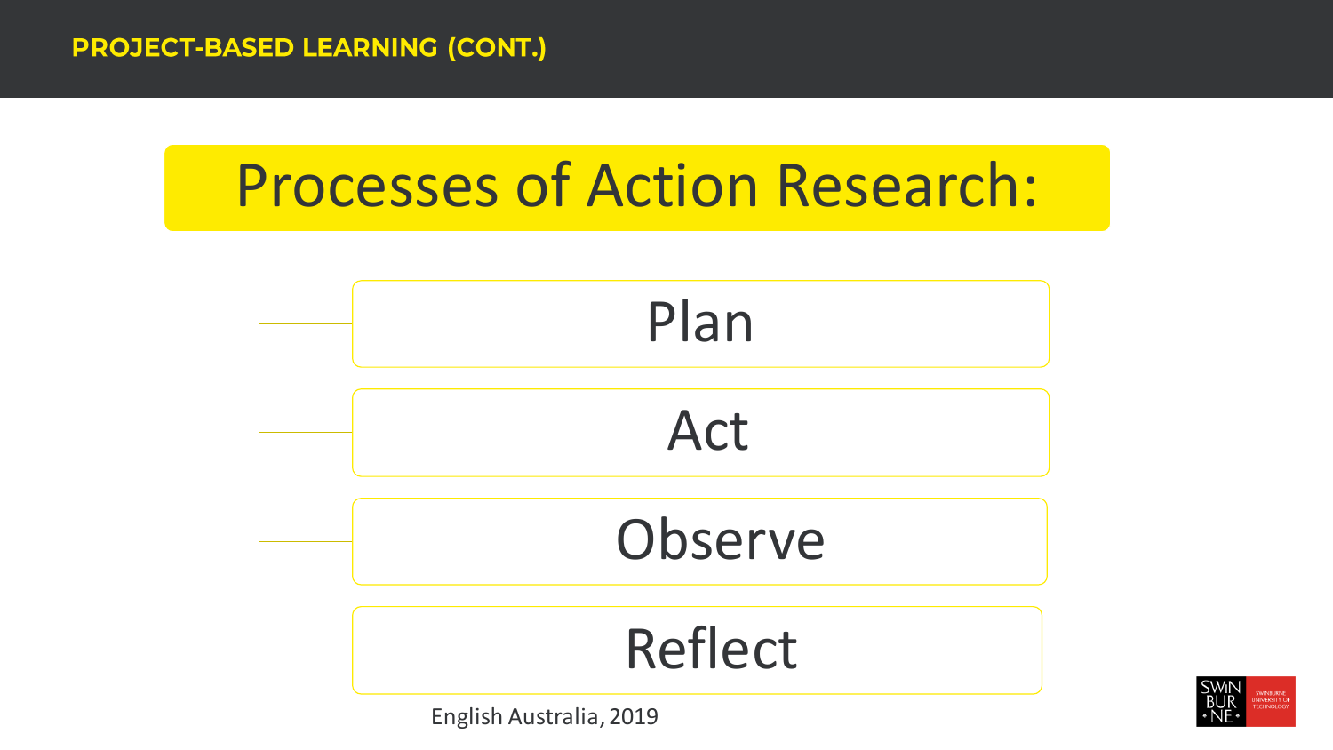## PROJECT-BASED LEARNING (CONT.)

# Processes of Action Research:

- Plan
- Act
- Observe
- Reflect

English Australia, 2019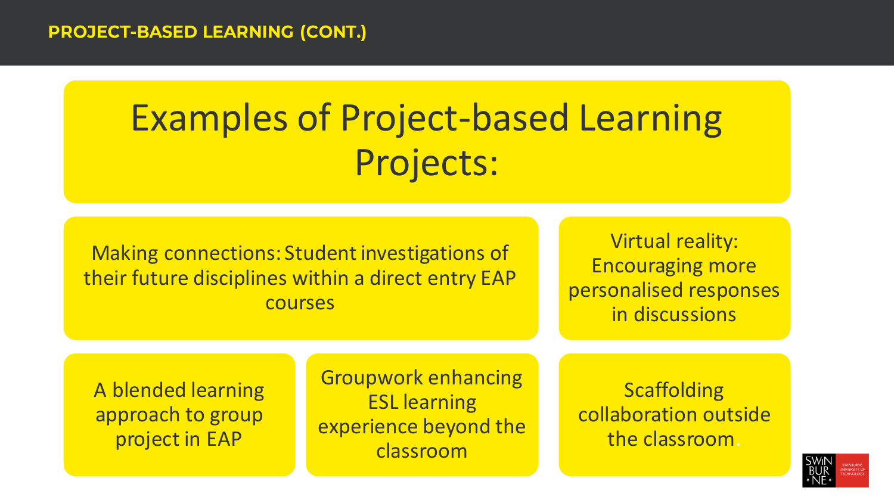PROJECT-BASED LEARNING (CONT.)

# Examples of Project-based Learning Projects:

- Making connections: Student investigations of their future disciplines within a direct entry EAP courses
- Virtual reality: Encouraging more personalised responses in discussions
- A blended learning approach to group project in EAP
- Groupwork enhancing ESL learning experience beyond the classroom
- Scaffolding collaboration outside the classroom.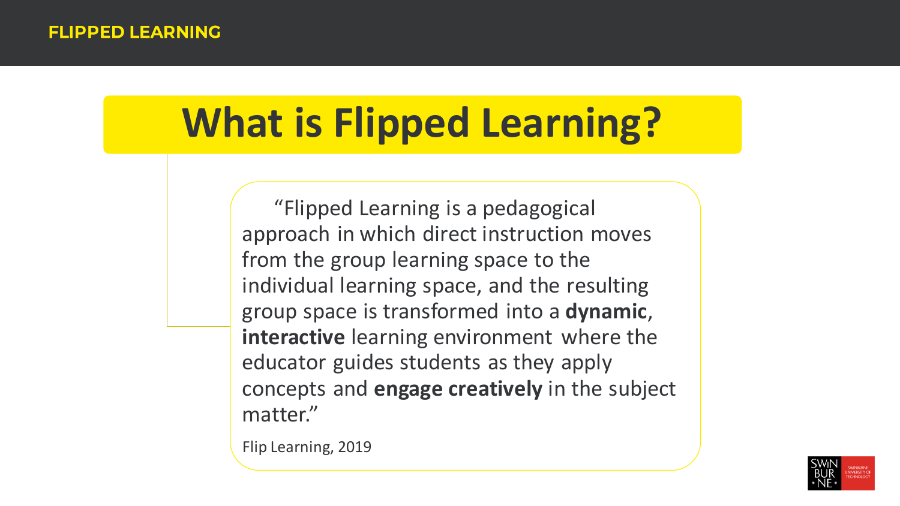FLIPPED LEARNING

# What is Flipped Learning?

"Flipped Learning is a pedagogical approach in which direct instruction moves from the group learning space to the individual learning space, and the resulting group space is transformed into a **dynamic**, **interactive** learning environment where the educator guides students as they apply concepts and **engage creatively** in the subject matter."

Flip Learning, 2019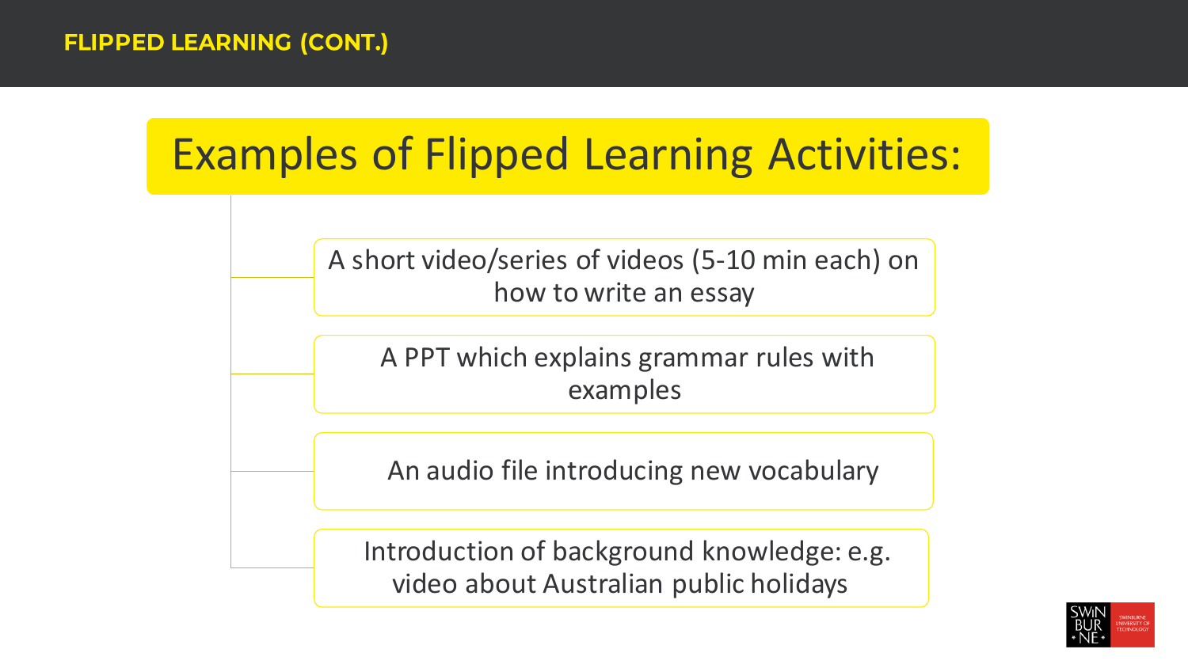**FLIPPED LEARNING (CONT.)**

# Examples of Flipped Learning Activities:

- A short video/series of videos (5-10 min each) on how to write an essay
- A PPT which explains grammar rules with examples
- An audio file introducing new vocabulary
- Introduction of background knowledge: e.g. video about Australian public holidays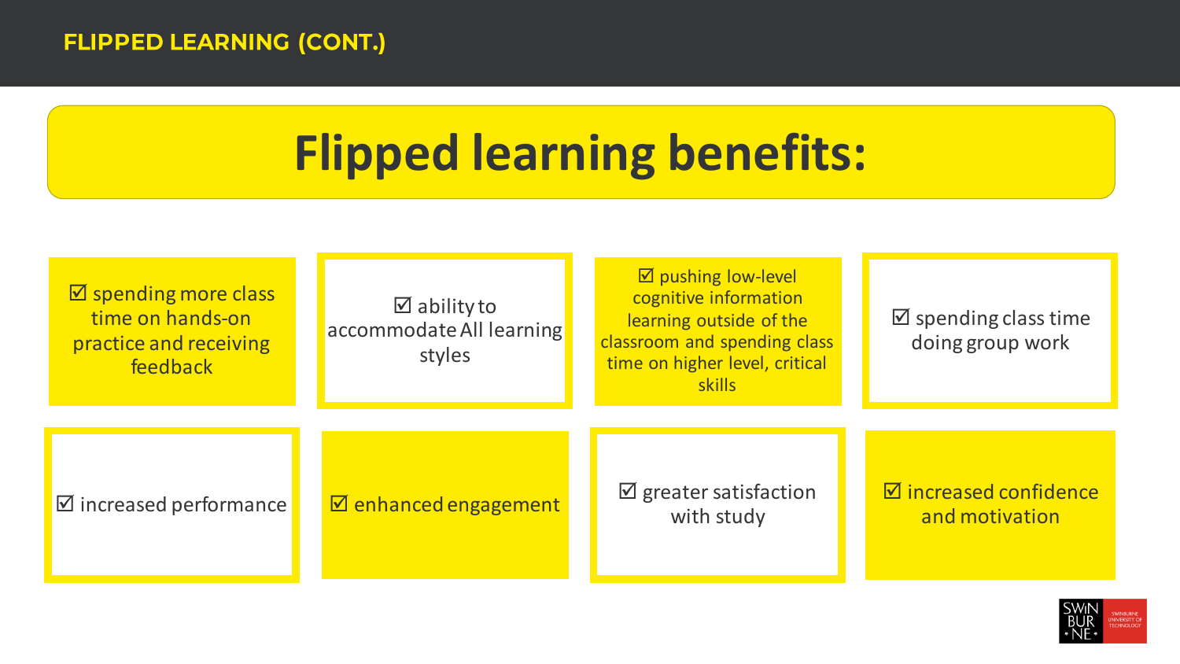## FLIPPED LEARNING (CONT.)

# Flipped learning benefits:

- ☑ spending more class time on hands-on practice and receiving feedback
- ☑ ability to accommodate All learning styles
- ☑ pushing low-level cognitive information learning outside of the classroom and spending class time on higher level, critical skills
- ☑ spending class time doing group work
- ☑ increased performance
- ☑ enhanced engagement
- ☑ greater satisfaction with study
- ☑ increased confidence and motivation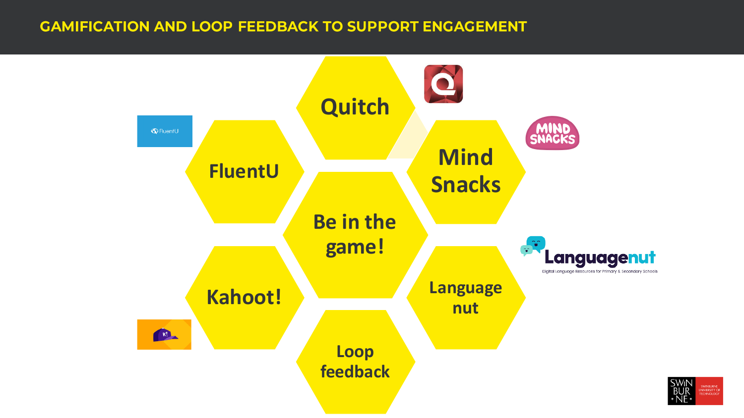# GAMIFICATION AND LOOP FEEDBACK TO SUPPORT ENGAGEMENT

- Quitch
- FluentU
- Mind Snacks
- Be in the game!
- Kahoot!
- Language nut
- Loop feedback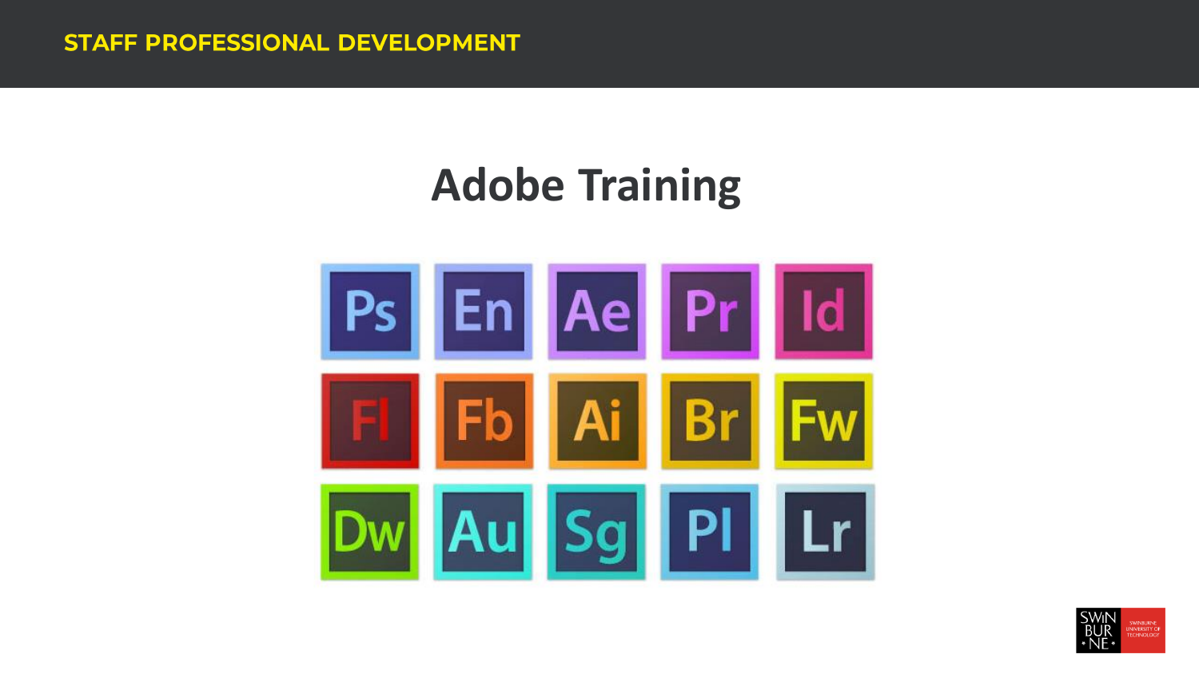STAFF PROFESSIONAL DEVELOPMENT

# Adobe Training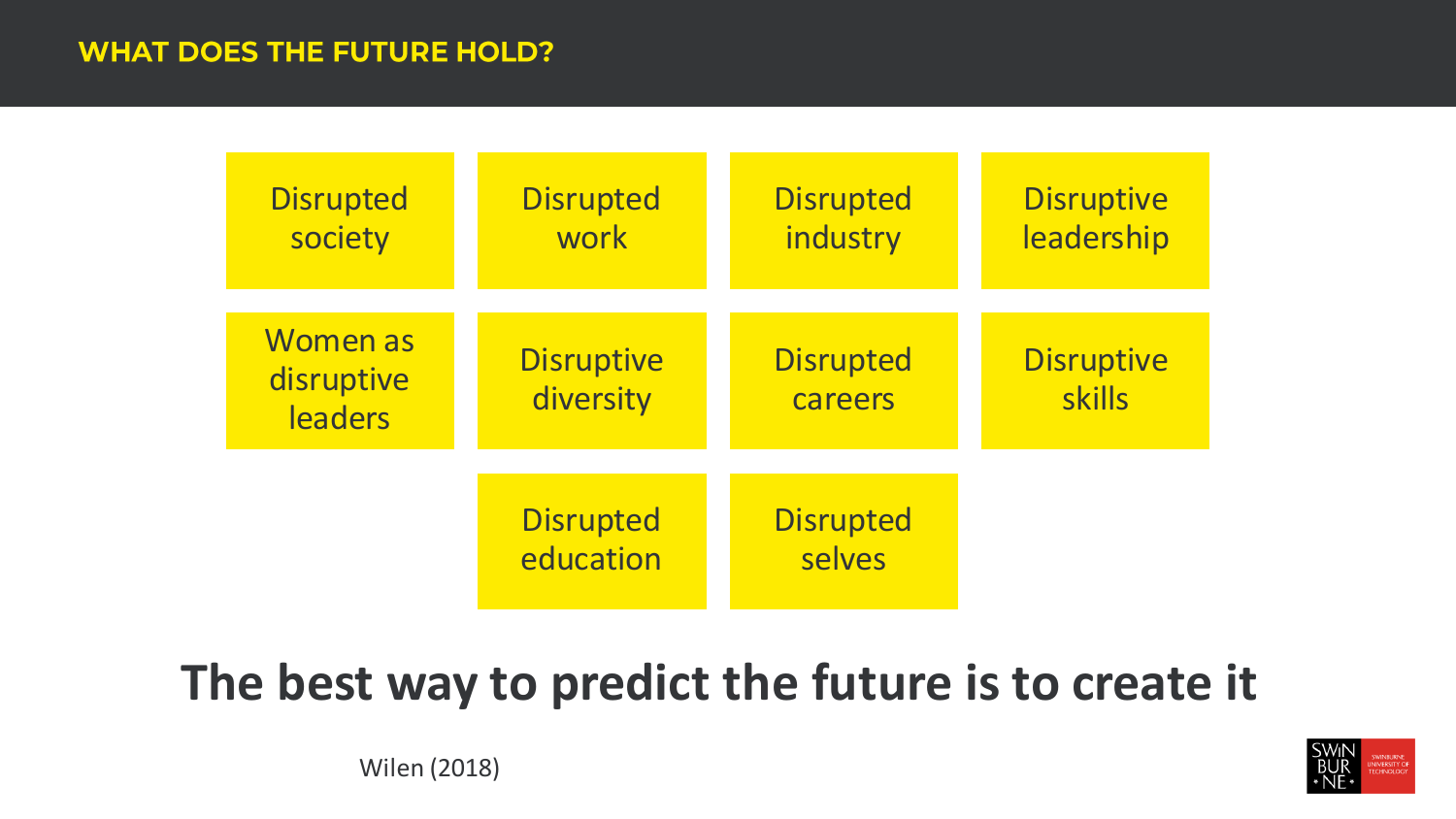## WHAT DOES THE FUTURE HOLD?

- Disrupted society
- Disrupted work
- Disrupted industry
- Disruptive leadership
- Women as disruptive leaders
- Disruptive diversity
- Disrupted careers
- Disruptive skills
- Disrupted education
- Disrupted selves

**The best way to predict the future is to create it**

Wilen (2018)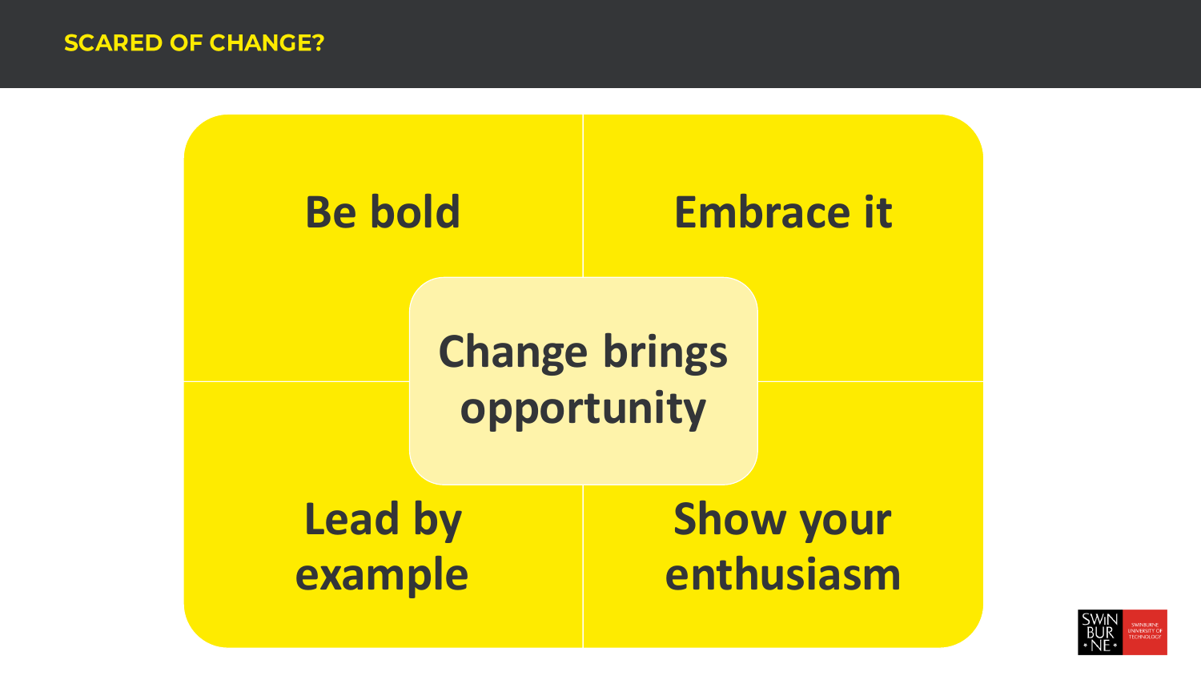## SCARED OF CHANGE?

**Be bold**

**Embrace it**

**Change brings opportunity**

**Lead by example**

**Show your enthusiasm**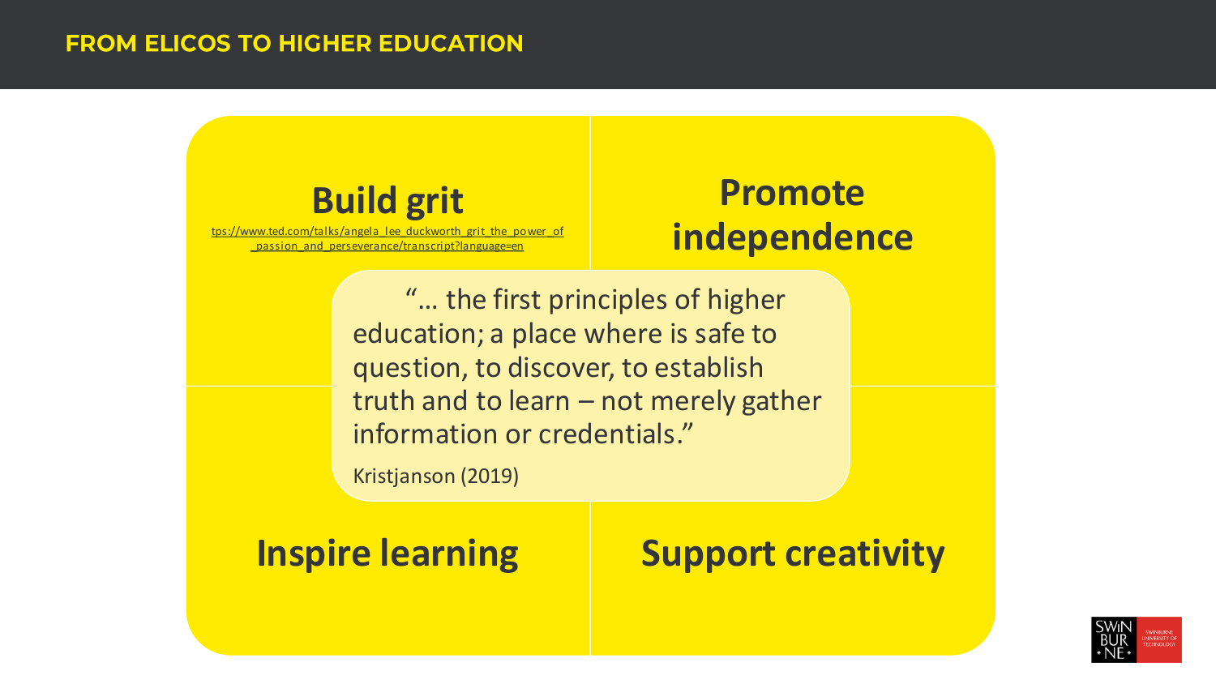## FROM ELICOS TO HIGHER EDUCATION

### Build grit

tps://www.ted.com/talks/angela_lee_duckworth_grit_the_power_of_passion_and_perseverance/transcript?language=en

### Promote independence

"… the first principles of higher education; a place where is safe to question, to discover, to establish truth and to learn – not merely gather information or credentials."

Kristjanson (2019)

### Inspire learning

### Support creativity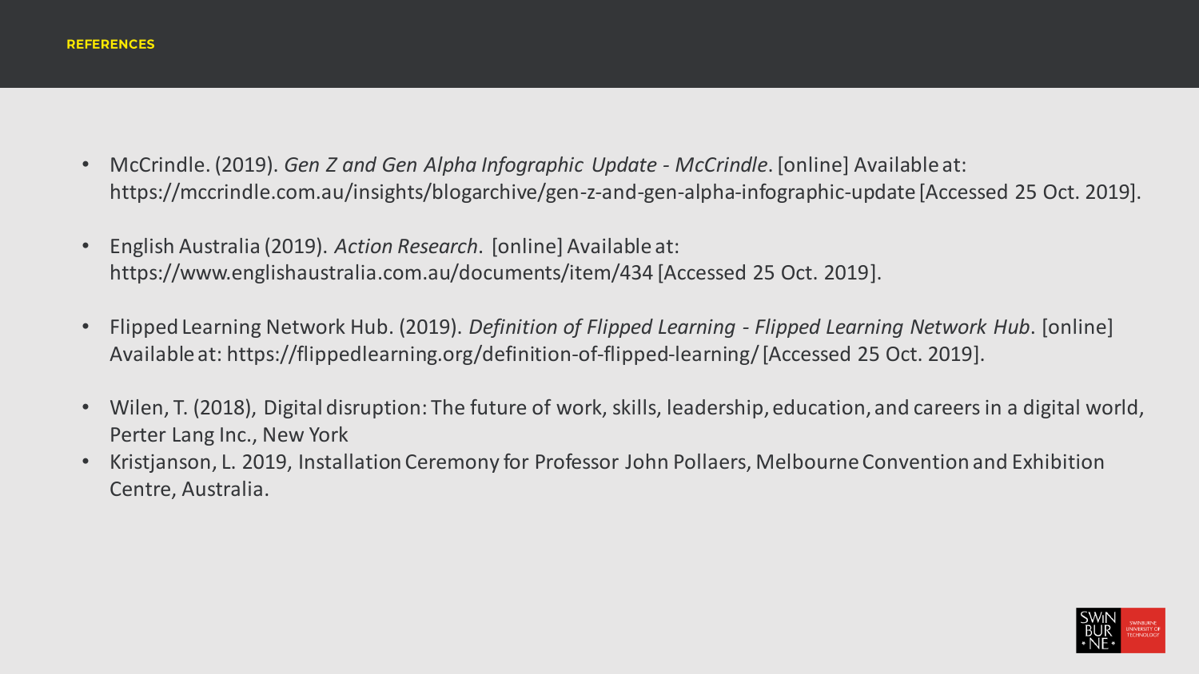## REFERENCES

- McCrindle. (2019). *Gen Z and Gen Alpha Infographic Update - McCrindle*. [online] Available at: https://mccrindle.com.au/insights/blogarchive/gen-z-and-gen-alpha-infographic-update [Accessed 25 Oct. 2019].
- English Australia (2019). *Action Research*. [online] Available at: https://www.englishaustralia.com.au/documents/item/434 [Accessed 25 Oct. 2019].
- Flipped Learning Network Hub. (2019). *Definition of Flipped Learning - Flipped Learning Network Hub*. [online] Available at: https://flippedlearning.org/definition-of-flipped-learning/ [Accessed 25 Oct. 2019].
- Wilen, T. (2018), Digital disruption: The future of work, skills, leadership, education, and careers in a digital world, Perter Lang Inc., New York
- Kristjanson, L. 2019, Installation Ceremony for Professor John Pollaers, Melbourne Convention and Exhibition Centre, Australia.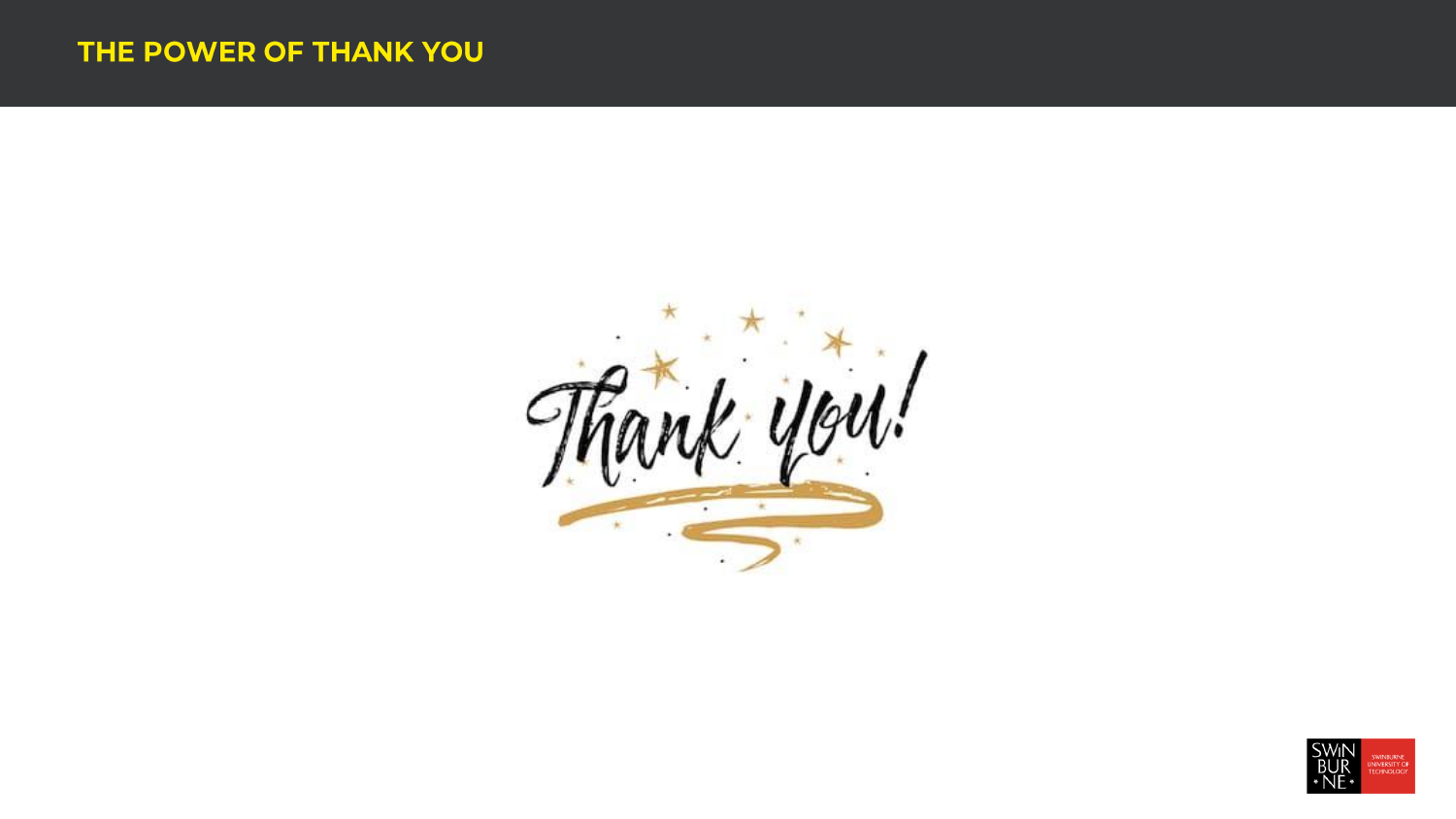# THE POWER OF THANK YOU

Thank you!